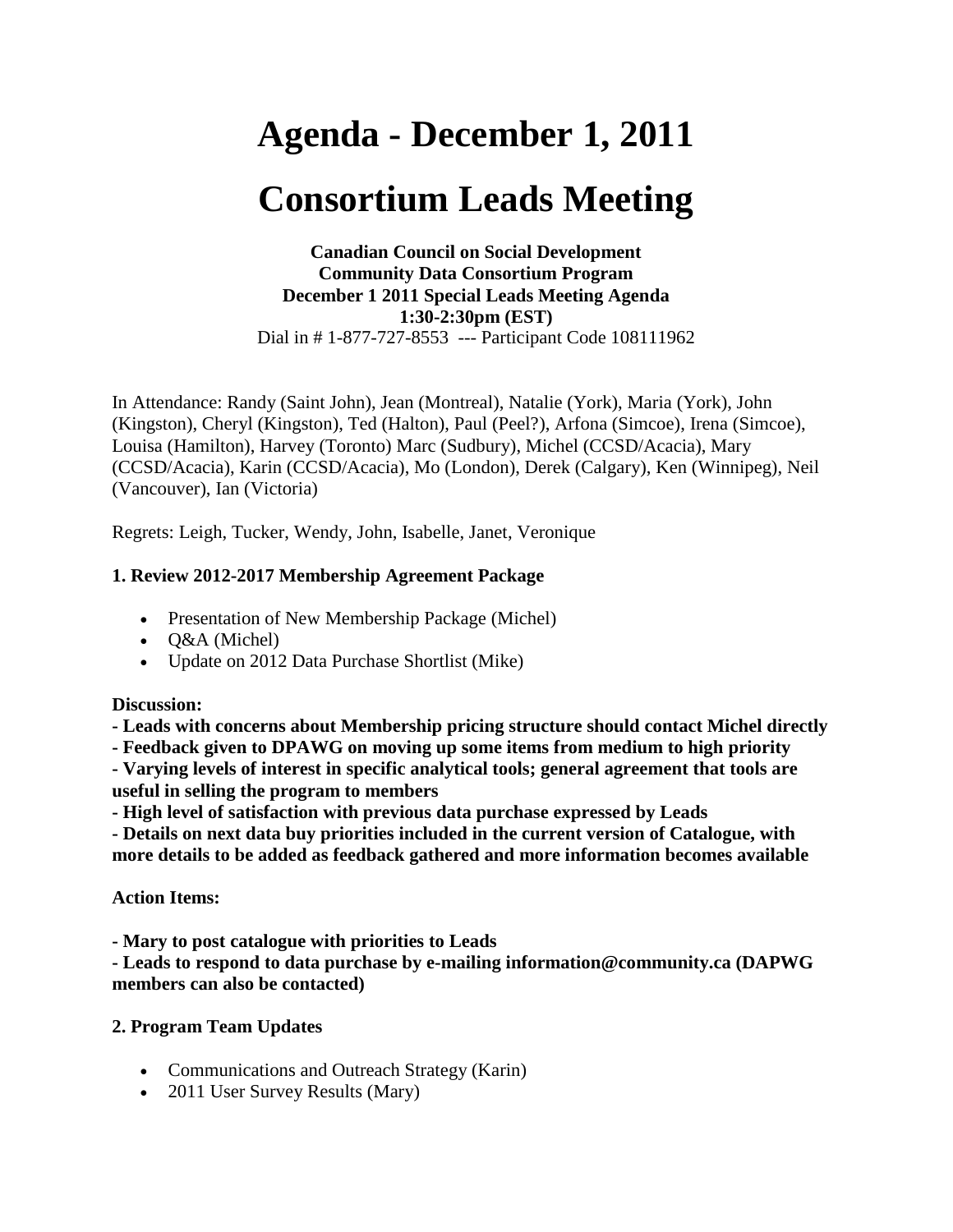# Agenda - December 1, 2011

# Consortium Leads Meeting

**Canadian Council on Social Development**
**Community Data Consortium Program**
**December 1 2011 Special Leads Meeting Agenda**
**1:30-2:30pm (EST)**
Dial in # 1-877-727-8553 --- Participant Code 108111962

In Attendance: Randy (Saint John), Jean (Montreal), Natalie (York), Maria (York), John (Kingston), Cheryl (Kingston), Ted (Halton), Paul (Peel?), Arfona (Simcoe), Irena (Simcoe), Louisa (Hamilton), Harvey (Toronto) Marc (Sudbury), Michel (CCSD/Acacia), Mary (CCSD/Acacia), Karin (CCSD/Acacia), Mo (London), Derek (Calgary), Ken (Winnipeg), Neil (Vancouver), Ian (Victoria)

Regrets: Leigh, Tucker, Wendy, John, Isabelle, Janet, Veronique

**1. Review 2012-2017 Membership Agreement Package**

- Presentation of New Membership Package (Michel)
- Q&A (Michel)
- Update on 2012 Data Purchase Shortlist (Mike)

**Discussion:**

**- Leads with concerns about Membership pricing structure should contact Michel directly**
**- Feedback given to DPAWG on moving up some items from medium to high priority**
**- Varying levels of interest in specific analytical tools; general agreement that tools are useful in selling the program to members**
**- High level of satisfaction with previous data purchase expressed by Leads**
**- Details on next data buy priorities included in the current version of Catalogue, with more details to be added as feedback gathered and more information becomes available**

**Action Items:**

**- Mary to post catalogue with priorities to Leads**
**- Leads to respond to data purchase by e-mailing information@community.ca (DPAWG members can also be contacted)**

**2. Program Team Updates**

- Communications and Outreach Strategy (Karin)
- 2011 User Survey Results (Mary)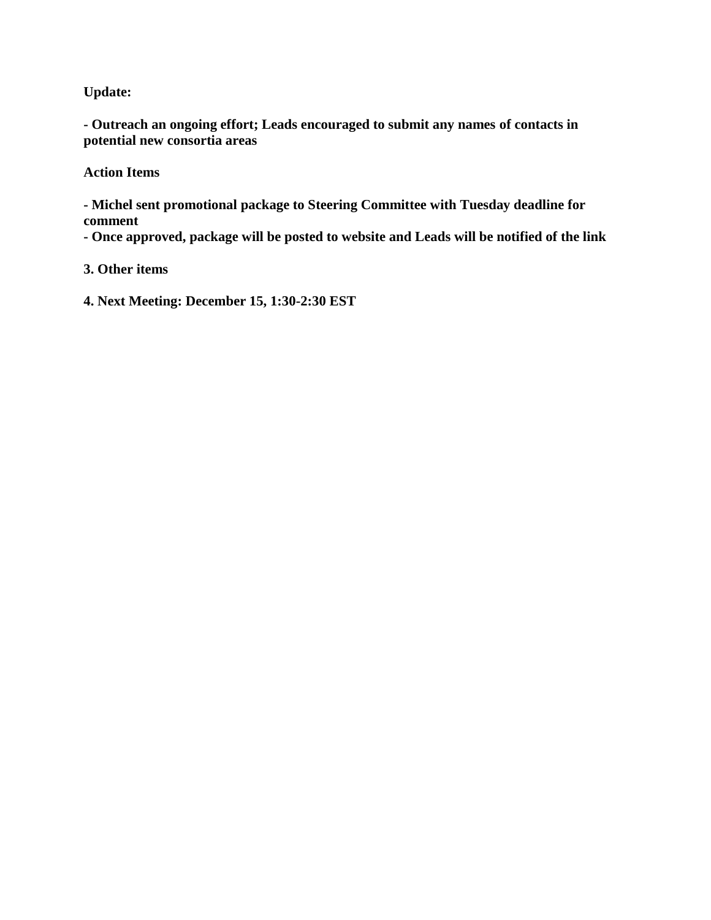**Update:**

**- Outreach an ongoing effort; Leads encouraged to submit any names of contacts in potential new consortia areas**

**Action Items**

**- Michel sent promotional package to Steering Committee with Tuesday deadline for comment**
**- Once approved, package will be posted to website and Leads will be notified of the link**

**3. Other items**

**4. Next Meeting: December 15, 1:30-2:30 EST**